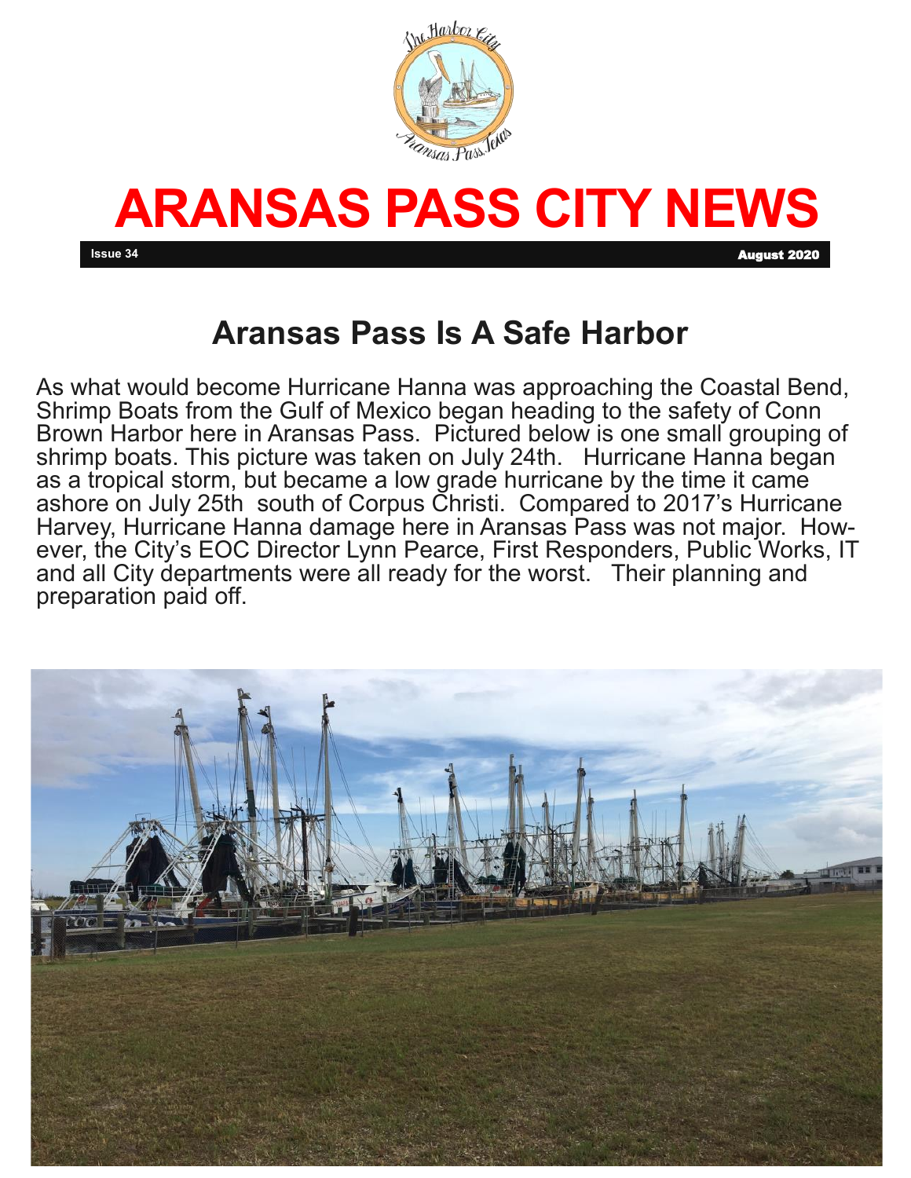# ARANSAS PASS CITY NEWS

**Issue 34** **August 2020**

## Aransas Pass Is A Safe Harbor

As what would become Hurricane Hanna was approaching the Coastal Bend, Shrimp Boats from the Gulf of Mexico began heading to the safety of Conn Brown Harbor here in Aransas Pass. Pictured below is one small grouping of shrimp boats. This picture was taken on July 24th. Hurricane Hanna began as a tropical storm, but became a low grade hurricane by the time it came ashore on July 25th south of Corpus Christi. Compared to 2017's Hurricane Harvey, Hurricane Hanna damage here in Aransas Pass was not major. However, the City's EOC Director Lynn Pearce, First Responders, Public Works, IT and all City departments were all ready for the worst. Their planning and preparation paid off.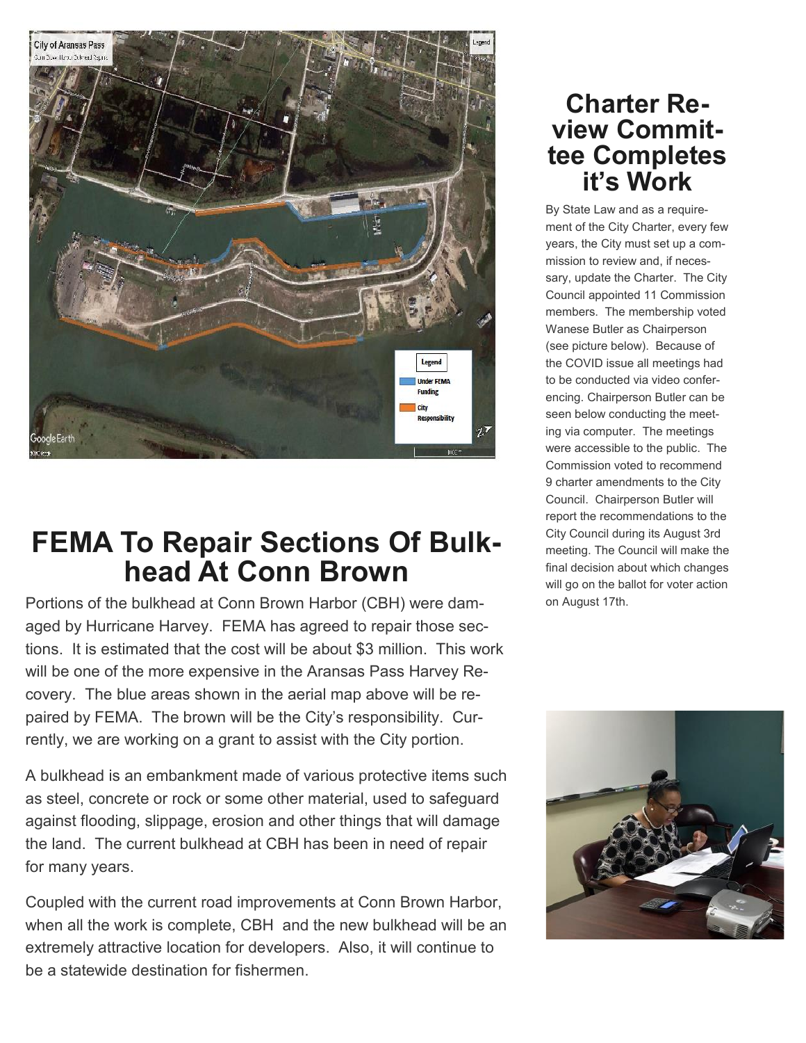# FEMA To Repair Sections Of Bulkhead At Conn Brown

Portions of the bulkhead at Conn Brown Harbor (CBH) were damaged by Hurricane Harvey. FEMA has agreed to repair those sections. It is estimated that the cost will be about $3 million. This work will be one of the more expensive in the Aransas Pass Harvey Recovery. The blue areas shown in the aerial map above will be repaired by FEMA. The brown will be the City's responsibility. Currently, we are working on a grant to assist with the City portion.

A bulkhead is an embankment made of various protective items such as steel, concrete or rock or some other material, used to safeguard against flooding, slippage, erosion and other things that will damage the land. The current bulkhead at CBH has been in need of repair for many years.

Coupled with the current road improvements at Conn Brown Harbor, when all the work is complete, CBH and the new bulkhead will be an extremely attractive location for developers. Also, it will continue to be a statewide destination for fishermen.

# Charter Review Committee Completes it's Work

By State Law and as a requirement of the City Charter, every few years, the City must set up a commission to review and, if necessary, update the Charter. The City Council appointed 11 Commission members. The membership voted Wanese Butler as Chairperson (see picture below). Because of the COVID issue all meetings had to be conducted via video conferencing. Chairperson Butler can be seen below conducting the meeting via computer. The meetings were accessible to the public. The Commission voted to recommend 9 charter amendments to the City Council. Chairperson Butler will report the recommendations to the City Council during its August 3rd meeting. The Council will make the final decision about which changes will go on the ballot for voter action on August 17th.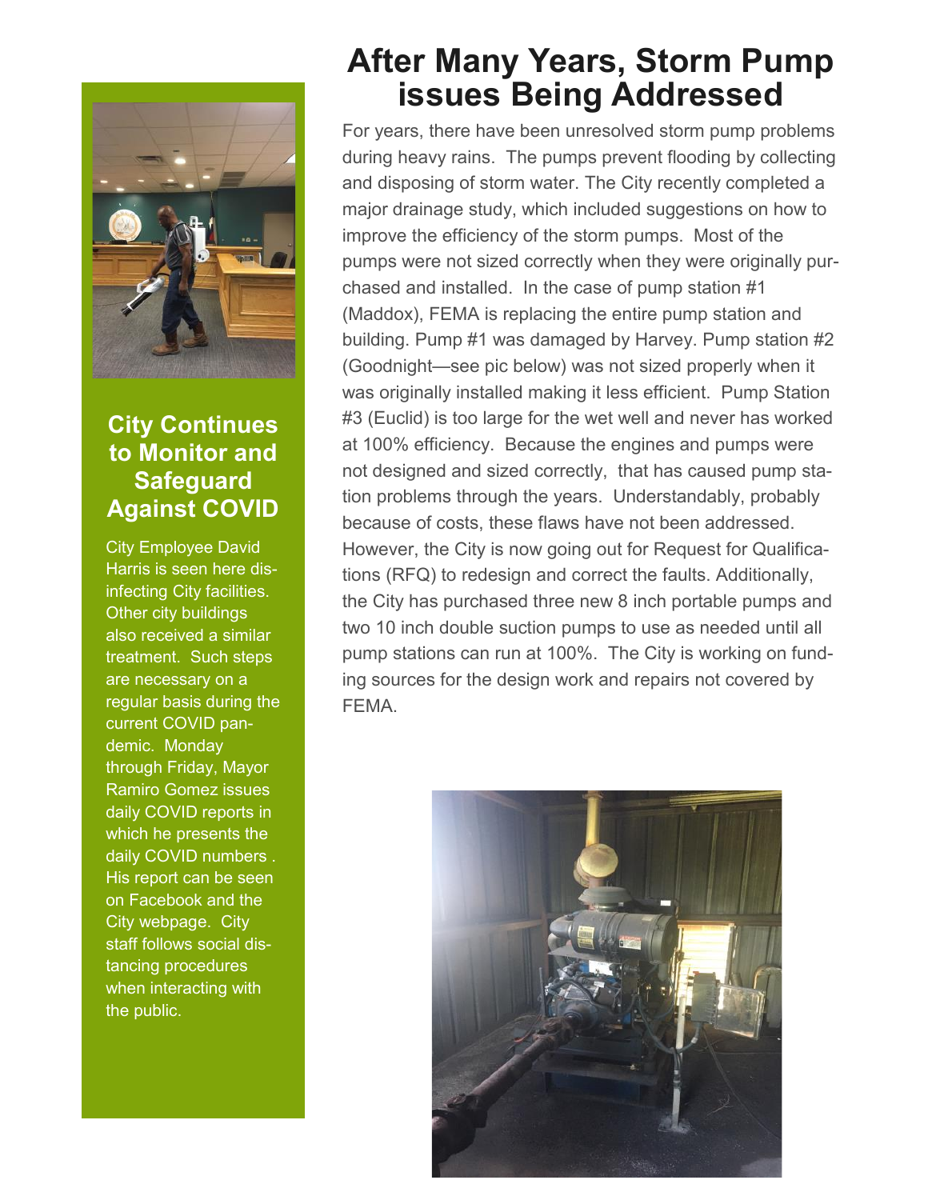# After Many Years, Storm Pump issues Being Addressed

For years, there have been unresolved storm pump problems during heavy rains. The pumps prevent flooding by collecting and disposing of storm water. The City recently completed a major drainage study, which included suggestions on how to improve the efficiency of the storm pumps. Most of the pumps were not sized correctly when they were originally purchased and installed. In the case of pump station #1 (Maddox), FEMA is replacing the entire pump station and building. Pump #1 was damaged by Harvey. Pump station #2 (Goodnight—see pic below) was not sized properly when it was originally installed making it less efficient. Pump Station #3 (Euclid) is too large for the wet well and never has worked at 100% efficiency. Because the engines and pumps were not designed and sized correctly, that has caused pump station problems through the years. Understandably, probably because of costs, these flaws have not been addressed. However, the City is now going out for Request for Qualifications (RFQ) to redesign and correct the faults. Additionally, the City has purchased three new 8 inch portable pumps and two 10 inch double suction pumps to use as needed until all pump stations can run at 100%. The City is working on funding sources for the design work and repairs not covered by FEMA.

## City Continues to Monitor and Safeguard Against COVID

City Employee David Harris is seen here disinfecting City facilities. Other city buildings also received a similar treatment. Such steps are necessary on a regular basis during the current COVID pandemic. Monday through Friday, Mayor Ramiro Gomez issues daily COVID reports in which he presents the daily COVID numbers . His report can be seen on Facebook and the City webpage. City staff follows social distancing procedures when interacting with the public.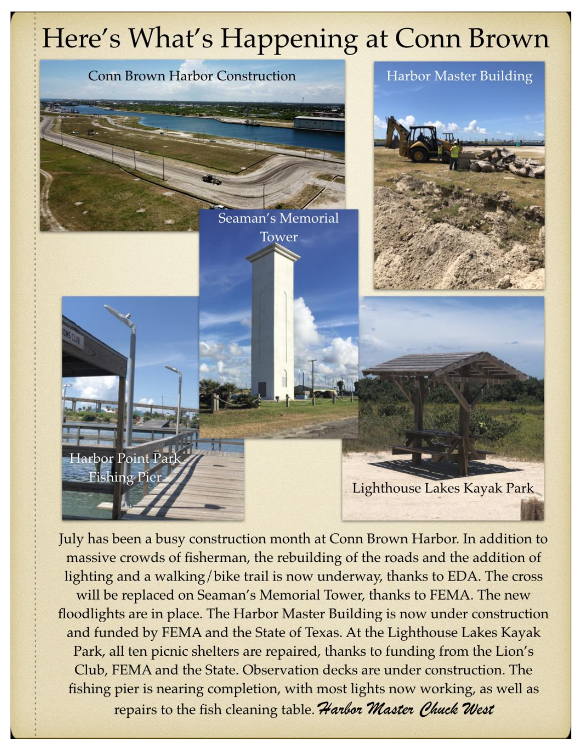# Here's What's Happening at Conn Brown

Conn Brown Harbor Construction

Harbor Master Building

Seaman's Memorial Tower

Harbor Point Park Fishing Pier

Lighthouse Lakes Kayak Park

July has been a busy construction month at Conn Brown Harbor. In addition to massive crowds of fisherman, the rebuilding of the roads and the addition of lighting and a walking/bike trail is now underway, thanks to EDA. The cross will be replaced on Seaman's Memorial Tower, thanks to FEMA. The new floodlights are in place. The Harbor Master Building is now under construction and funded by FEMA and the State of Texas. At the Lighthouse Lakes Kayak Park, all ten picnic shelters are repaired, thanks to funding from the Lion's Club, FEMA and the State. Observation decks are under construction. The fishing pier is nearing completion, with most lights now working, as well as repairs to the fish cleaning table. *Harbor Master Chuck West*